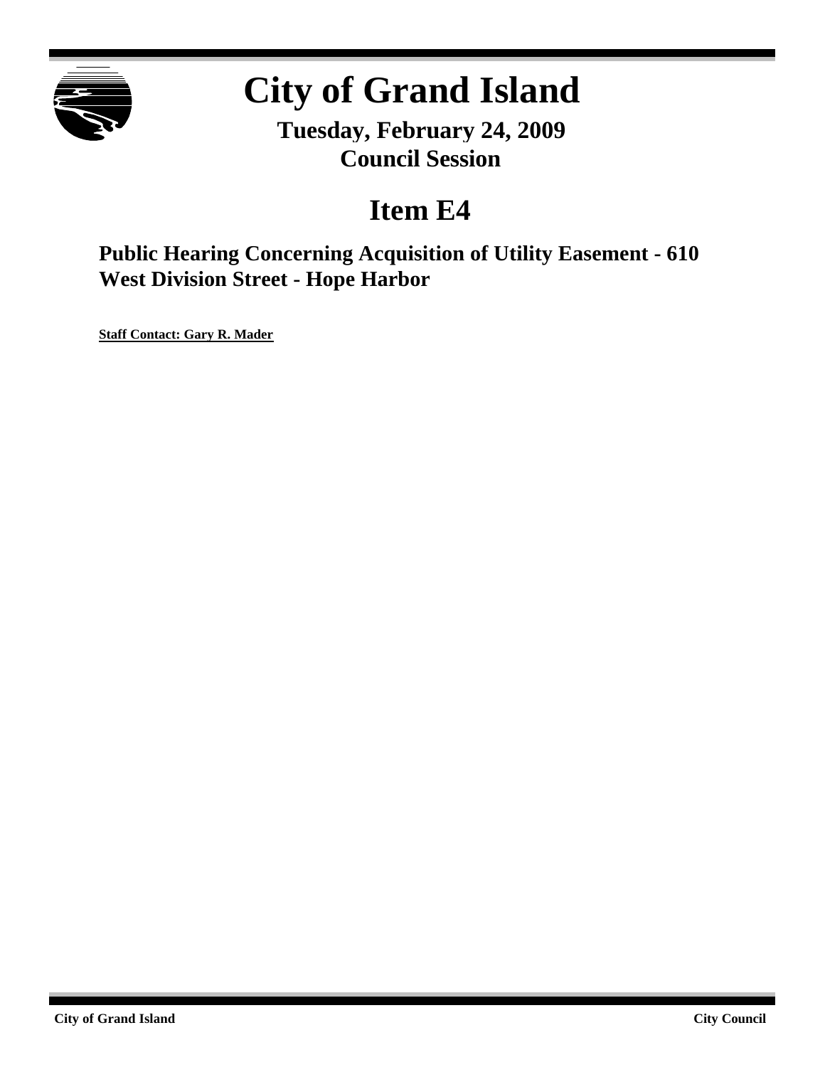# City of Grand Island

**Tuesday, February 24, 2009**
**Council Session**

## Item E4

### Public Hearing Concerning Acquisition of Utility Easement - 610 West Division Street - Hope Harbor

**Staff Contact: Gary R. Mader**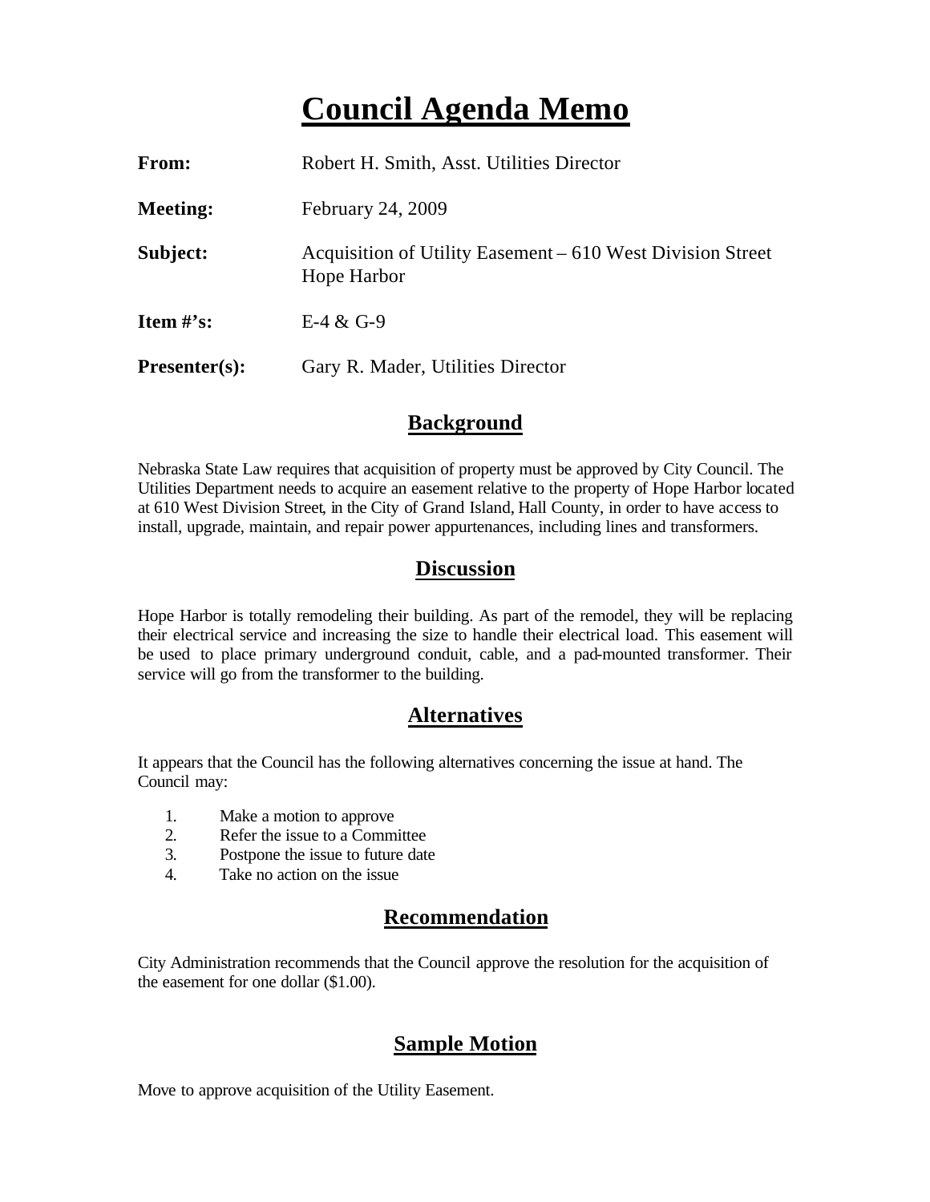# Council Agenda Memo

| | |
|---|---|
| **From:** | Robert H. Smith, Asst. Utilities Director |
| **Meeting:** | February 24, 2009 |
| **Subject:** | Acquisition of Utility Easement – 610 West Division Street Hope Harbor |
| **Item #'s:** | E-4 & G-9 |
| **Presenter(s):** | Gary R. Mader, Utilities Director |

## Background

Nebraska State Law requires that acquisition of property must be approved by City Council. The Utilities Department needs to acquire an easement relative to the property of Hope Harbor located at 610 West Division Street, in the City of Grand Island, Hall County, in order to have access to install, upgrade, maintain, and repair power appurtenances, including lines and transformers.

## Discussion

Hope Harbor is totally remodeling their building. As part of the remodel, they will be replacing their electrical service and increasing the size to handle their electrical load. This easement will be used to place primary underground conduit, cable, and a pad-mounted transformer. Their service will go from the transformer to the building.

## Alternatives

It appears that the Council has the following alternatives concerning the issue at hand. The Council may:

1. Make a motion to approve
2. Refer the issue to a Committee
3. Postpone the issue to future date
4. Take no action on the issue

## Recommendation

City Administration recommends that the Council approve the resolution for the acquisition of the easement for one dollar ($1.00).

## Sample Motion

Move to approve acquisition of the Utility Easement.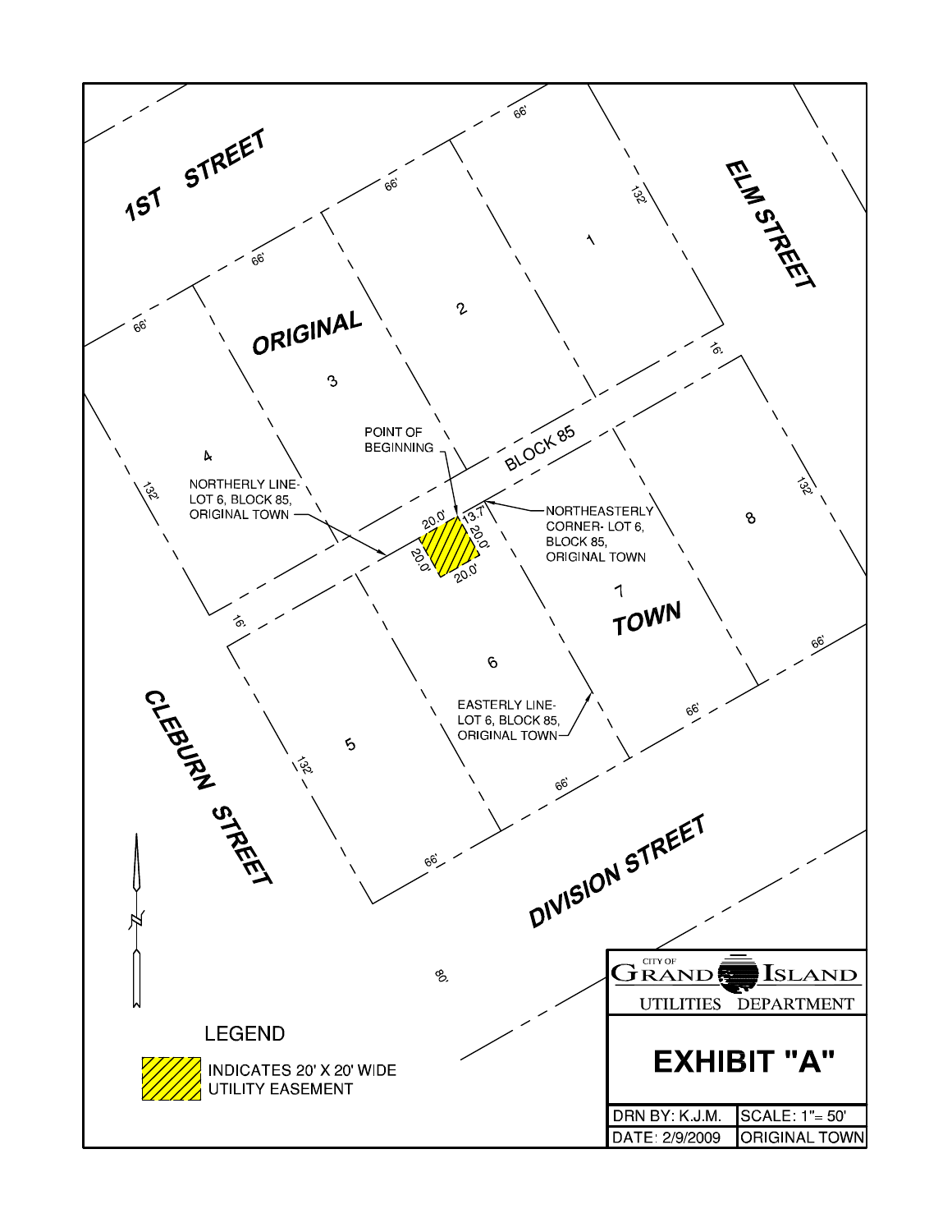1ST STREET

ELM STREET

ORIGINAL

TOWN

BLOCK 85

CLEBURN STREET

DIVISION STREET

1

2

3

4

5

6

7

8

66'

66'

66'

66'

66'

66'

66'

66'

132'

132'

132'

132'

16'

16'

80'

POINT OF BEGINNING

NORTHERLY LINE-LOT 6, BLOCK 85, ORIGINAL TOWN

NORTHEASTERLY CORNER- LOT 6, BLOCK 85, ORIGINAL TOWN

EASTERLY LINE-LOT 6, BLOCK 85, ORIGINAL TOWN

20.0'

13.7'

20.0'

20.0'

20.0'

N

LEGEND

INDICATES 20' X 20' WIDE UTILITY EASEMENT

CITY OF GRAND ISLAND

UTILITIES DEPARTMENT

# EXHIBIT "A"

| | |
|---|---|
| DRN BY: K.J.M. | SCALE: 1"= 50' |
| DATE: 2/9/2009 | ORIGINAL TOWN |